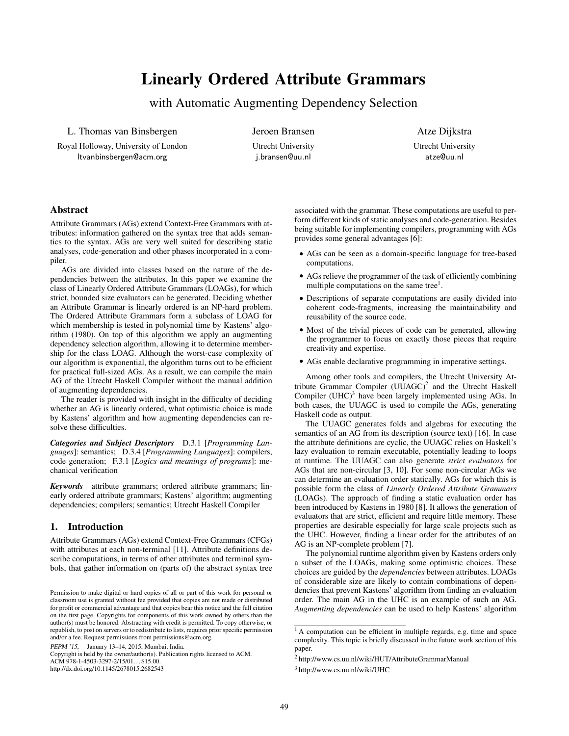# Linearly Ordered Attribute Grammars

## with Automatic Augmenting Dependency Selection

L. Thomas van Binsbergen
Royal Holloway, University of London
ltvanbinsbergen@acm.org

Jeroen Bransen
Utrecht University
j.bransen@uu.nl

Atze Dijkstra
Utrecht University
atze@uu.nl

## Abstract

Attribute Grammars (AGs) extend Context-Free Grammars with attributes: information gathered on the syntax tree that adds semantics to the syntax. AGs are very well suited for describing static analyses, code-generation and other phases incorporated in a compiler.

AGs are divided into classes based on the nature of the dependencies between the attributes. In this paper we examine the class of Linearly Ordered Attribute Grammars (LOAGs), for which strict, bounded size evaluators can be generated. Deciding whether an Attribute Grammar is linearly ordered is an NP-hard problem. The Ordered Attribute Grammars form a subclass of LOAG for which membership is tested in polynomial time by Kastens' algorithm (1980). On top of this algorithm we apply an augmenting dependency selection algorithm, allowing it to determine membership for the class LOAG. Although the worst-case complexity of our algorithm is exponential, the algorithm turns out to be efficient for practical full-sized AGs. As a result, we can compile the main AG of the Utrecht Haskell Compiler without the manual addition of augmenting dependencies.

The reader is provided with insight in the difficulty of deciding whether an AG is linearly ordered, what optimistic choice is made by Kastens' algorithm and how augmenting dependencies can resolve these difficulties.

***Categories and Subject Descriptors*** D.3.1 [*Programming Languages*]: semantics; D.3.4 [*Programming Languages*]: compilers, code generation; F.3.1 [*Logics and meanings of programs*]: mechanical verification

***Keywords*** attribute grammars; ordered attribute grammars; linearly ordered attribute grammars; Kastens' algorithm; augmenting dependencies; compilers; semantics; Utrecht Haskell Compiler

## 1. Introduction

Attribute Grammars (AGs) extend Context-Free Grammars (CFGs) with attributes at each non-terminal [11]. Attribute definitions describe computations, in terms of other attributes and terminal symbols, that gather information on (parts of) the abstract syntax tree associated with the grammar. These computations are useful to perform different kinds of static analyses and code-generation. Besides being suitable for implementing compilers, programming with AGs provides some general advantages [6]:

- AGs can be seen as a domain-specific language for tree-based computations.
- AGs relieve the programmer of the task of efficiently combining multiple computations on the same tree[1].
- Descriptions of separate computations are easily divided into coherent code-fragments, increasing the maintainability and reusability of the source code.
- Most of the trivial pieces of code can be generated, allowing the programmer to focus on exactly those pieces that require creativity and expertise.
- AGs enable declarative programming in imperative settings.

Among other tools and compilers, the Utrecht University Attribute Grammar Compiler (UUAGC)[2] and the Utrecht Haskell Compiler (UHC)[3] have been largely implemented using AGs. In both cases, the UUAGC is used to compile the AGs, generating Haskell code as output.

The UUAGC generates folds and algebras for executing the semantics of an AG from its description (source text) [16]. In case the attribute definitions are cyclic, the UUAGC relies on Haskell's lazy evaluation to remain executable, potentially leading to loops at runtime. The UUAGC can also generate *strict evaluators* for AGs that are non-circular [3, 10]. For some non-circular AGs we can determine an evaluation order statically. AGs for which this is possible form the class of *Linearly Ordered Attribute Grammars* (LOAGs). The approach of finding a static evaluation order has been introduced by Kastens in 1980 [8]. It allows the generation of evaluators that are strict, efficient and require little memory. These properties are desirable especially for large scale projects such as the UHC. However, finding a linear order for the attributes of an AG is an NP-complete problem [7].

The polynomial runtime algorithm given by Kastens orders only a subset of the LOAGs, making some optimistic choices. These choices are guided by the *dependencies* between attributes. LOAGs of considerable size are likely to contain combinations of dependencies that prevent Kastens' algorithm from finding an evaluation order. The main AG in the UHC is an example of such an AG. *Augmenting dependencies* can be used to help Kastens' algorithm

---

[1] A computation can be efficient in multiple regards, e.g. time and space complexity. This topic is briefly discussed in the future work section of this paper.

[2] http://www.cs.uu.nl/wiki/HUT/AttributeGrammarManual

[3] http://www.cs.uu.nl/wiki/UHC

Permission to make digital or hard copies of all or part of this work for personal or classroom use is granted without fee provided that copies are not made or distributed for profit or commercial advantage and that copies bear this notice and the full citation on the first page. Copyrights for components of this work owned by others than the author(s) must be honored. Abstracting with credit is permitted. To copy otherwise, or republish, to post on servers or to redistribute to lists, requires prior specific permission and/or a fee. Request permissions from permissions@acm.org.

*PEPM '15*, January 13–14, 2015, Mumbai, India.
Copyright is held by the owner/author(s). Publication rights licensed to ACM.
ACM 978-1-4503-3297-2/15/01…$15.00.
http://dx.doi.org/10.1145/2678015.2682543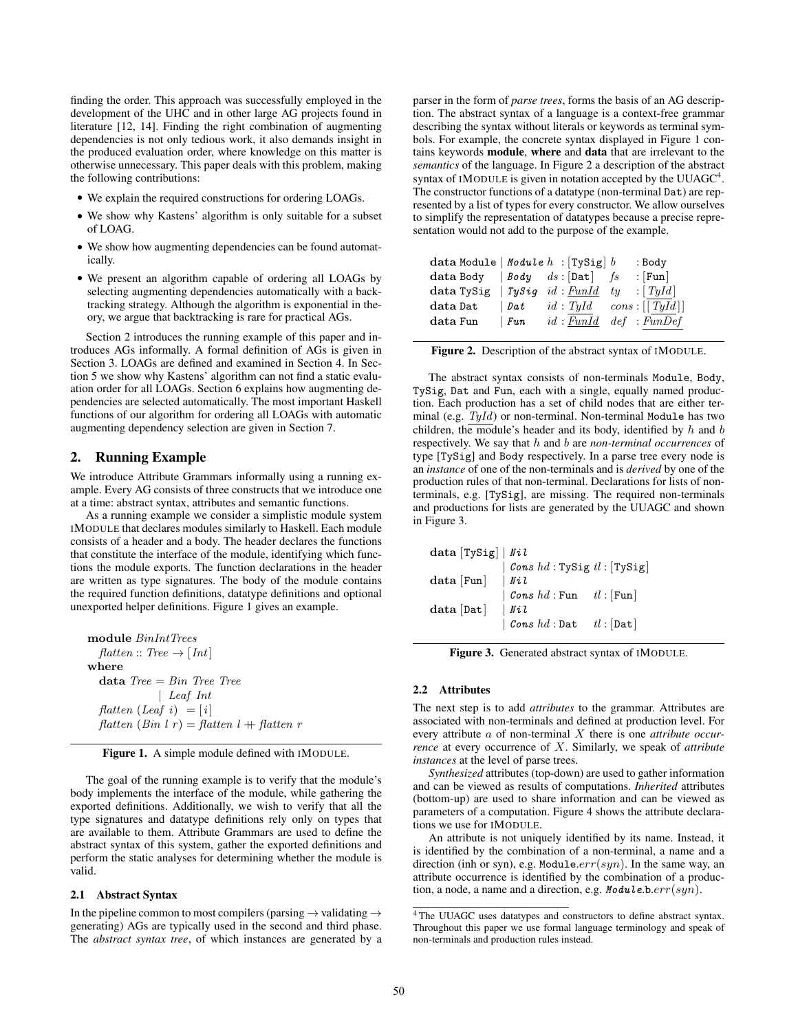finding the order. This approach was successfully employed in the development of the UHC and in other large AG projects found in literature [12, 14]. Finding the right combination of augmenting dependencies is not only tedious work, it also demands insight in the produced evaluation order, where knowledge on this matter is otherwise unnecessary. This paper deals with this problem, making the following contributions:

- We explain the required constructions for ordering LOAGs.
- We show why Kastens' algorithm is only suitable for a subset of LOAG.
- We show how augmenting dependencies can be found automatically.
- We present an algorithm capable of ordering all LOAGs by selecting augmenting dependencies automatically with a backtracking strategy. Although the algorithm is exponential in theory, we argue that backtracking is rare for practical AGs.

Section 2 introduces the running example of this paper and introduces AGs informally. A formal definition of AGs is given in Section 3. LOAGs are defined and examined in Section 4. In Section 5 we show why Kastens' algorithm can not find a static evaluation order for all LOAGs. Section 6 explains how augmenting dependencies are selected automatically. The most important Haskell functions of our algorithm for ordering all LOAGs with automatic augmenting dependency selection are given in Section 7.

## 2. Running Example

We introduce Attribute Grammars informally using a running example. Every AG consists of three constructs that we introduce one at a time: abstract syntax, attributes and semantic functions.

As a running example we consider a simplistic module system IMODULE that declares modules similarly to Haskell. Each module consists of a header and a body. The header declares the functions that constitute the interface of the module, identifying which functions the module exports. The function declarations in the header are written as type signatures. The body of the module contains the required function definitions, datatype definitions and optional unexported helper definitions. Figure 1 gives an example.

```
module BinIntTrees
  flatten :: Tree → [Int]
where
  data Tree = Bin Tree Tree
            | Leaf Int
  flatten (Leaf i)  = [i]
  flatten (Bin l r) = flatten l ++ flatten r
```

**Figure 1.** A simple module defined with IMODULE.

The goal of the running example is to verify that the module's body implements the interface of the module, while gathering the exported definitions. Additionally, we wish to verify that all the type signatures and datatype definitions rely only on types that are available to them. Attribute Grammars are used to define the abstract syntax of this system, gather the exported definitions and perform the static analyses for determining whether the module is valid.

### 2.1 Abstract Syntax

In the pipeline common to most compilers (parsing → validating → generating) AGs are typically used in the second and third phase. The *abstract syntax tree*, of which instances are generated by a parser in the form of *parse trees*, forms the basis of an AG description. The abstract syntax of a language is a context-free grammar describing the syntax without literals or keywords as terminal symbols. For example, the concrete syntax displayed in Figure 1 contains keywords **module**, **where** and **data** that are irrelevant to the *semantics* of the language. In Figure 2 a description of the abstract syntax of IMODULE is given in notation accepted by the UUAGC[4]. The constructor functions of a datatype (non-terminal Dat) are represented by a list of types for every constructor. We allow ourselves to simplify the representation of datatypes because a precise representation would not add to the purpose of the example.

```
data Module | Module h  : [TySig]  b    : Body
data Body   | Body   ds : [Dat]    fs   : [Fun]
data TySig  | TySig  id : FunId    ty   : [TyId]
data Dat    | Dat    id : TyId     cons : [[TyId]]
data Fun    | Fun    id : FunId    def  : FunDef
```

**Figure 2.** Description of the abstract syntax of IMODULE.

The abstract syntax consists of non-terminals Module, Body, TySig, Dat and Fun, each with a single, equally named production. Each production has a set of child nodes that are either terminal (e.g. $\underline{TyId}$) or non-terminal. Non-terminal Module has two children, the module's header and its body, identified by $h$ and $b$ respectively. We say that $h$ and $b$ are *non-terminal occurrences* of type [TySig] and Body respectively. In a parse tree every node is an *instance* of one of the non-terminals and is *derived* by one of the production rules of that non-terminal. Declarations for lists of non-terminals, e.g. [TySig], are missing. The required non-terminals and productions for lists are generated by the UUAGC and shown in Figure 3.

```
data [TySig] | Nil
             | Cons hd : TySig  tl : [TySig]
data [Fun]   | Nil
             | Cons hd : Fun    tl : [Fun]
data [Dat]   | Nil
             | Cons hd : Dat    tl : [Dat]
```

**Figure 3.** Generated abstract syntax of IMODULE.

### 2.2 Attributes

The next step is to add *attributes* to the grammar. Attributes are associated with non-terminals and defined at production level. For every attribute $a$ of non-terminal $X$ there is one *attribute occurrence* at every occurrence of $X$. Similarly, we speak of *attribute instances* at the level of parse trees.

*Synthesized* attributes (top-down) are used to gather information and can be viewed as results of computations. *Inherited* attributes (bottom-up) are used to share information and can be viewed as parameters of a computation. Figure 4 shows the attribute declarations we use for IMODULE.

An attribute is not uniquely identified by its name. Instead, it is identified by the combination of a non-terminal, a name and a direction (inh or syn), e.g. Module.$err(syn)$. In the same way, an attribute occurrence is identified by the combination of a production, a node, a name and a direction, e.g. *Module*.b.$err(syn)$.

[4] The UUAGC uses datatypes and constructors to define abstract syntax. Throughout this paper we use formal language terminology and speak of non-terminals and production rules instead.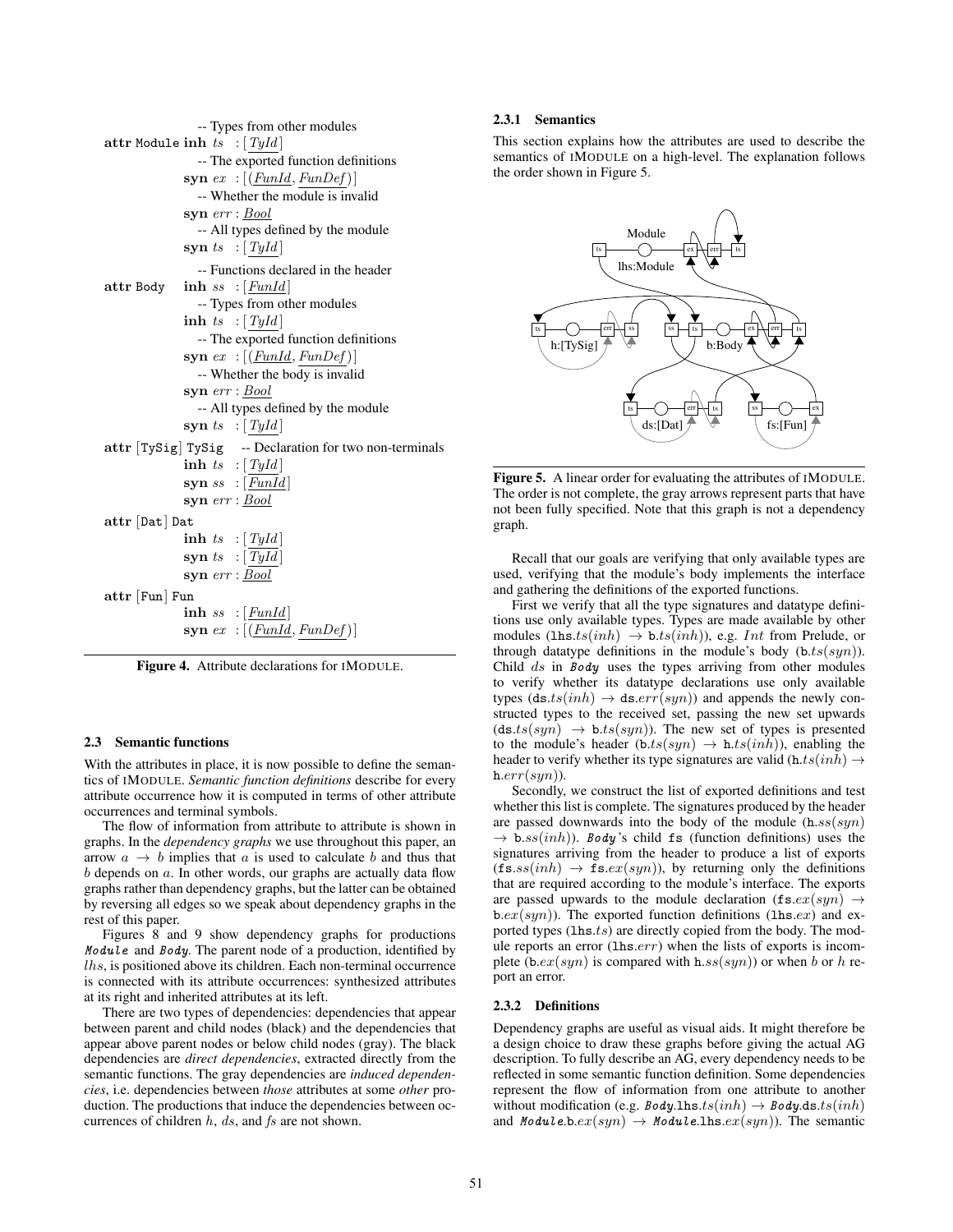```
                -- Types from other modules
attr Module inh ts  : [TyId]
                -- The exported function definitions
            syn ex  : [(FunId, FunDef)]
                -- Whether the module is invalid
            syn err : Bool
                -- All types defined by the module
            syn ts  : [TyId]

                -- Functions declared in the header
attr Body   inh ss  : [FunId]
                -- Types from other modules
            inh ts  : [TyId]
                -- The exported function definitions
            syn ex  : [(FunId, FunDef)]
                -- Whether the body is invalid
            syn err : Bool
                -- All types defined by the module
            syn ts  : [TyId]
attr [TySig] TySig   -- Declaration for two non-terminals
            inh ts  : [TyId]
            syn ss  : [FunId]
            syn err : Bool
attr [Dat] Dat
            inh ts  : [TyId]
            syn ts  : [TyId]
            syn err : Bool
attr [Fun] Fun
            inh ss  : [FunId]
            syn ex  : [(FunId, FunDef)]
```

**Figure 4.** Attribute declarations for IMODULE.

### 2.3 Semantic functions

With the attributes in place, it is now possible to define the semantics of IMODULE. *Semantic function definitions* describe for every attribute occurrence how it is computed in terms of other attribute occurrences and terminal symbols.

The flow of information from attribute to attribute is shown in graphs. In the *dependency graphs* we use throughout this paper, an arrow $a \rightarrow b$ implies that $a$ is used to calculate $b$ and thus that $b$ depends on $a$. In other words, our graphs are actually data flow graphs rather than dependency graphs, but the latter can be obtained by reversing all edges so we speak about dependency graphs in the rest of this paper.

Figures 8 and 9 show dependency graphs for productions *Module* and *Body*. The parent node of a production, identified by $lhs$, is positioned above its children. Each non-terminal occurrence is connected with its attribute occurrences: synthesized attributes at its right and inherited attributes at its left.

There are two types of dependencies: dependencies that appear between parent and child nodes (black) and the dependencies that appear above parent nodes or below child nodes (gray). The black dependencies are *direct dependencies*, extracted directly from the semantic functions. The gray dependencies are *induced dependencies*, i.e. dependencies between *those* attributes at some *other* production. The productions that induce the dependencies between occurrences of children $h$, $ds$, and $fs$ are not shown.

#### 2.3.1 Semantics

This section explains how the attributes are used to describe the semantics of IMODULE on a high-level. The explanation follows the order shown in Figure 5.

**Figure 5.** A linear order for evaluating the attributes of IMODULE. The order is not complete, the gray arrows represent parts that have not been fully specified. Note that this graph is not a dependency graph.

Recall that our goals are verifying that only available types are used, verifying that the module's body implements the interface and gathering the definitions of the exported functions.

First we verify that all the type signatures and datatype definitions use only available types. Types are made available by other modules ($\texttt{lhs}.ts(inh) \rightarrow \texttt{b}.ts(inh)$), e.g. $Int$ from Prelude, or through datatype definitions in the module's body ($\texttt{b}.ts(syn)$). Child $ds$ in *Body* uses the types arriving from other modules to verify whether its datatype declarations use only available types ($\texttt{ds}.ts(inh) \rightarrow \texttt{ds}.err(syn)$) and appends the newly constructed types to the received set, passing the new set upwards ($\texttt{ds}.ts(syn) \rightarrow \texttt{b}.ts(syn)$). The new set of types is presented to the module's header ($\texttt{b}.ts(syn) \rightarrow \texttt{h}.ts(inh)$), enabling the header to verify whether its type signatures are valid ($\texttt{h}.ts(inh) \rightarrow \texttt{h}.err(syn)$).

Secondly, we construct the list of exported definitions and test whether this list is complete. The signatures produced by the header are passed downwards into the body of the module ($\texttt{h}.ss(syn) \rightarrow \texttt{b}.ss(inh)$). *Body*'s child `fs` (function definitions) uses the signatures arriving from the header to produce a list of exports ($\texttt{fs}.ss(inh) \rightarrow \texttt{fs}.ex(syn)$), by returning only the definitions that are required according to the module's interface. The exports are passed upwards to the module declaration ($\texttt{fs}.ex(syn) \rightarrow \texttt{b}.ex(syn)$). The exported function definitions ($\texttt{lhs}.ex$) and exported types ($\texttt{lhs}.ts$) are directly copied from the body. The module reports an error ($\texttt{lhs}.err$) when the lists of exports is incomplete ($\texttt{b}.ex(syn)$ is compared with $\texttt{h}.ss(syn)$) or when $b$ or $h$ report an error.

#### 2.3.2 Definitions

Dependency graphs are useful as visual aids. It might therefore be a design choice to draw these graphs before giving the actual AG description. To fully describe an AG, every dependency needs to be reflected in some semantic function definition. Some dependencies represent the flow of information from one attribute to another without modification (e.g. $\textit{Body}.\texttt{lhs}.ts(inh) \rightarrow \textit{Body}.\texttt{ds}.ts(inh)$ and $\textit{Module}.\texttt{b}.ex(syn) \rightarrow \textit{Module}.\texttt{lhs}.ex(syn)$). The semantic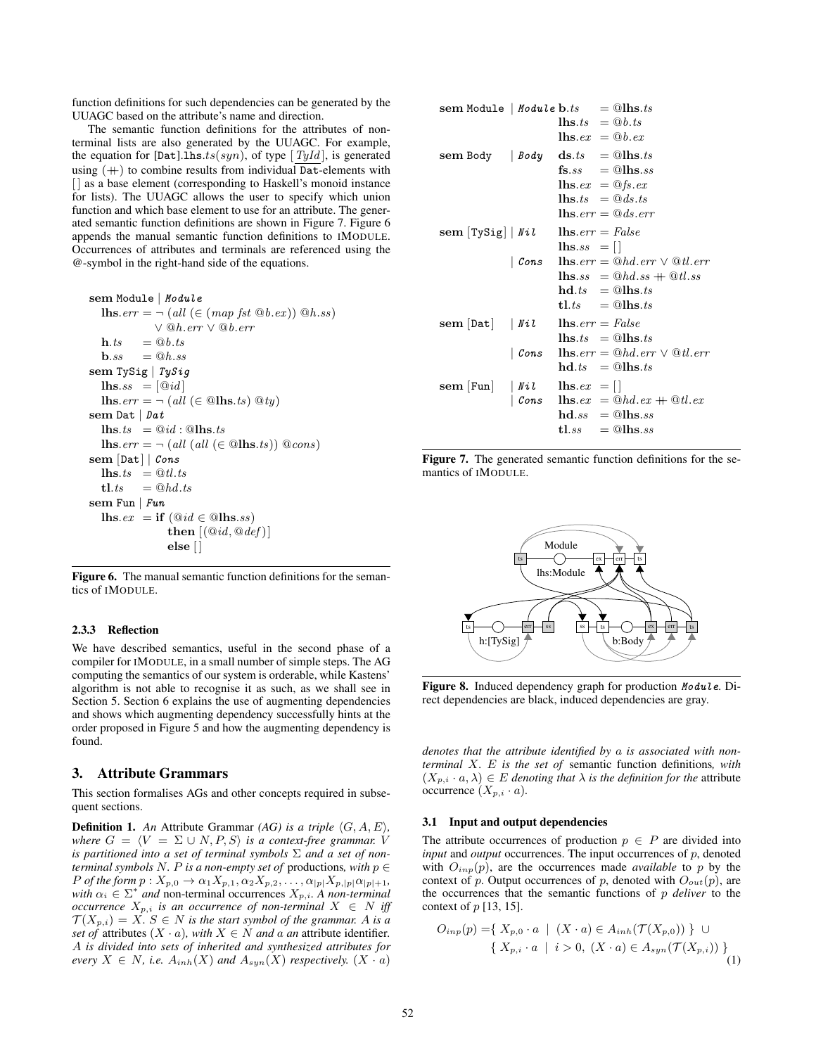function definitions for such dependencies can be generated by the UUAGC based on the attribute's name and direction.

The semantic function definitions for the attributes of non-terminal lists are also generated by the UUAGC. For example, the equation for [Dat].lhs.$ts(syn)$, of type $[\,\overline{TyId}\,]$, is generated using $(+\!\!+)$ to combine results from individual Dat-elements with $[\,]$ as a base element (corresponding to Haskell's monoid instance for lists). The UUAGC allows the user to specify which union function and which base element to use for an attribute. The generated semantic function definitions are shown in Figure 7. Figure 6 appends the manual semantic function definitions to IMODULE. Occurrences of attributes and terminals are referenced using the @-symbol in the right-hand side of the equations.

$$
\begin{array}{l}
\textbf{sem}\ \texttt{Module}\ |\ \textit{Module} \\
\quad \textbf{lhs}.err = \neg\ (all\ (\in (map\ fst\ @b.ex))\ @h.ss) \\
\qquad\qquad \vee\ @h.err \vee @b.err \\
\quad \textbf{h}.ts \quad = @b.ts \\
\quad \textbf{b}.ss \quad = @h.ss \\
\textbf{sem}\ \texttt{TySig}\ |\ \textit{TySig} \\
\quad \textbf{lhs}.ss \ \ = [@id] \\
\quad \textbf{lhs}.err = \neg\ (all\ (\in @\textbf{lhs}.ts)\ @ty) \\
\textbf{sem}\ \texttt{Dat}\ |\ \textit{Dat} \\
\quad \textbf{lhs}.ts \ \ = @id : @\textbf{lhs}.ts \\
\quad \textbf{lhs}.err = \neg\ (all\ (all\ (\in @\textbf{lhs}.ts))\ @cons) \\
\textbf{sem}\ [\texttt{Dat}]\ |\ \textit{Cons} \\
\quad \textbf{lhs}.ts \ \ = @tl.ts \\
\quad \textbf{tl}.ts \quad = @hd.ts \\
\textbf{sem}\ \texttt{Fun}\ |\ \textit{Fun} \\
\quad \textbf{lhs}.ex \ = \textbf{if}\ (@id \in @\textbf{lhs}.ss) \\
\qquad\qquad\quad \textbf{then}\ [(@id, @def)] \\
\qquad\qquad\quad \textbf{else}\ [\,]
\end{array}
$$

**Figure 6.** The manual semantic function definitions for the semantics of IMODULE.

#### 2.3.3 Reflection

We have described semantics, useful in the second phase of a compiler for IMODULE, in a small number of simple steps. The AG computing the semantics of our system is orderable, while Kastens' algorithm is not able to recognise it as such, as we shall see in Section 5. Section 6 explains the use of augmenting dependencies and shows which augmenting dependency successfully hints at the order proposed in Figure 5 and how the augmenting dependency is found.

## 3. Attribute Grammars

This section formalises AGs and other concepts required in subsequent sections.

**Definition 1.** *An* Attribute Grammar *(AG) is a triple $\langle G, A, E\rangle$, where $G = \langle V = \Sigma \cup N, P, S\rangle$ is a context-free grammar. $V$ is partitioned into a set of terminal symbols $\Sigma$ and a set of non-terminal symbols $N$. $P$ is a non-empty set of* productions*, with $p \in P$ of the form $p : X_{p,0} \rightarrow \alpha_1 X_{p,1}, \alpha_2 X_{p,2}, \ldots, \alpha_{|p|} X_{p,|p|} \alpha_{|p|+1}$, with $\alpha_i \in \Sigma^*$ and* non-terminal occurrences *$X_{p,i}$. A non-terminal occurrence $X_{p,i}$ is an occurrence of non-terminal $X \in N$ iff $\mathcal{T}(X_{p,i}) = X$. $S \in N$ is the start symbol of the grammar. $A$ is a set of* attributes *$(X \cdot a)$, with $X \in N$ and $a$ an* attribute identifier*. $A$ is divided into sets of inherited and synthesized attributes for every $X \in N$, i.e. $A_{inh}(X)$ and $A_{syn}(X)$ respectively. $(X \cdot a)$*

$$
\begin{array}{llll}
\textbf{sem}\ \texttt{Module} & |\ \textit{Module} & \textbf{b}.ts & = @\textbf{lhs}.ts \\
 & & \textbf{lhs}.ts & = @b.ts \\
 & & \textbf{lhs}.ex & = @b.ex \\
\textbf{sem}\ \texttt{Body} & |\ \textit{Body} & \textbf{ds}.ts & = @\textbf{lhs}.ts \\
 & & \textbf{fs}.ss & = @\textbf{lhs}.ss \\
 & & \textbf{lhs}.ex & = @fs.ex \\
 & & \textbf{lhs}.ts & = @ds.ts \\
 & & \textbf{lhs}.err & = @ds.err \\
\textbf{sem}\ [\texttt{TySig}] & |\ \textit{Nil} & \textbf{lhs}.err & = False \\
 & & \textbf{lhs}.ss & = [\,] \\
 & |\ \textit{Cons} & \textbf{lhs}.err & = @hd.err \vee @tl.err \\
 & & \textbf{lhs}.ss & = @hd.ss +\!\!+ @tl.ss \\
 & & \textbf{hd}.ts & = @\textbf{lhs}.ts \\
 & & \textbf{tl}.ts & = @\textbf{lhs}.ts \\
\textbf{sem}\ [\texttt{Dat}] & |\ \textit{Nil} & \textbf{lhs}.err & = False \\
 & & \textbf{lhs}.ts & = @\textbf{lhs}.ts \\
 & |\ \textit{Cons} & \textbf{lhs}.err & = @hd.err \vee @tl.err \\
 & & \textbf{hd}.ts & = @\textbf{lhs}.ts \\
\textbf{sem}\ [\texttt{Fun}] & |\ \textit{Nil} & \textbf{lhs}.ex & = [\,] \\
 & |\ \textit{Cons} & \textbf{lhs}.ex & = @hd.ex +\!\!+ @tl.ex \\
 & & \textbf{hd}.ss & = @\textbf{lhs}.ss \\
 & & \textbf{tl}.ss & = @\textbf{lhs}.ss
\end{array}
$$

**Figure 7.** The generated semantic function definitions for the semantics of IMODULE.

**Figure 8.** Induced dependency graph for production *Module*. Direct dependencies are black, induced dependencies are gray.

*denotes that the attribute identified by $a$ is associated with non-terminal $X$. $E$ is the set of* semantic function definitions*, with $(X_{p,i} \cdot a, \lambda) \in E$ denoting that $\lambda$ is the definition for the* attribute occurrence *$(X_{p,i} \cdot a)$.*

### 3.1 Input and output dependencies

The attribute occurrences of production $p \in P$ are divided into *input* and *output* occurrences. The input occurrences of $p$, denoted with $O_{inp}(p)$, are the occurrences made *available* to $p$ by the context of $p$. Output occurrences of $p$, denoted with $O_{out}(p)$, are the occurrences that the semantic functions of $p$ *deliver* to the context of $p$ [13, 15].

$$
\begin{aligned}
O_{inp}(p) = & \{\ X_{p,0} \cdot a \ \mid\ (X \cdot a) \in A_{inh}(\mathcal{T}(X_{p,0}))\ \} \ \cup \\
& \{\ X_{p,i} \cdot a \ \mid\ i > 0,\ (X \cdot a) \in A_{syn}(\mathcal{T}(X_{p,i}))\ \}
\end{aligned} \tag{1}
$$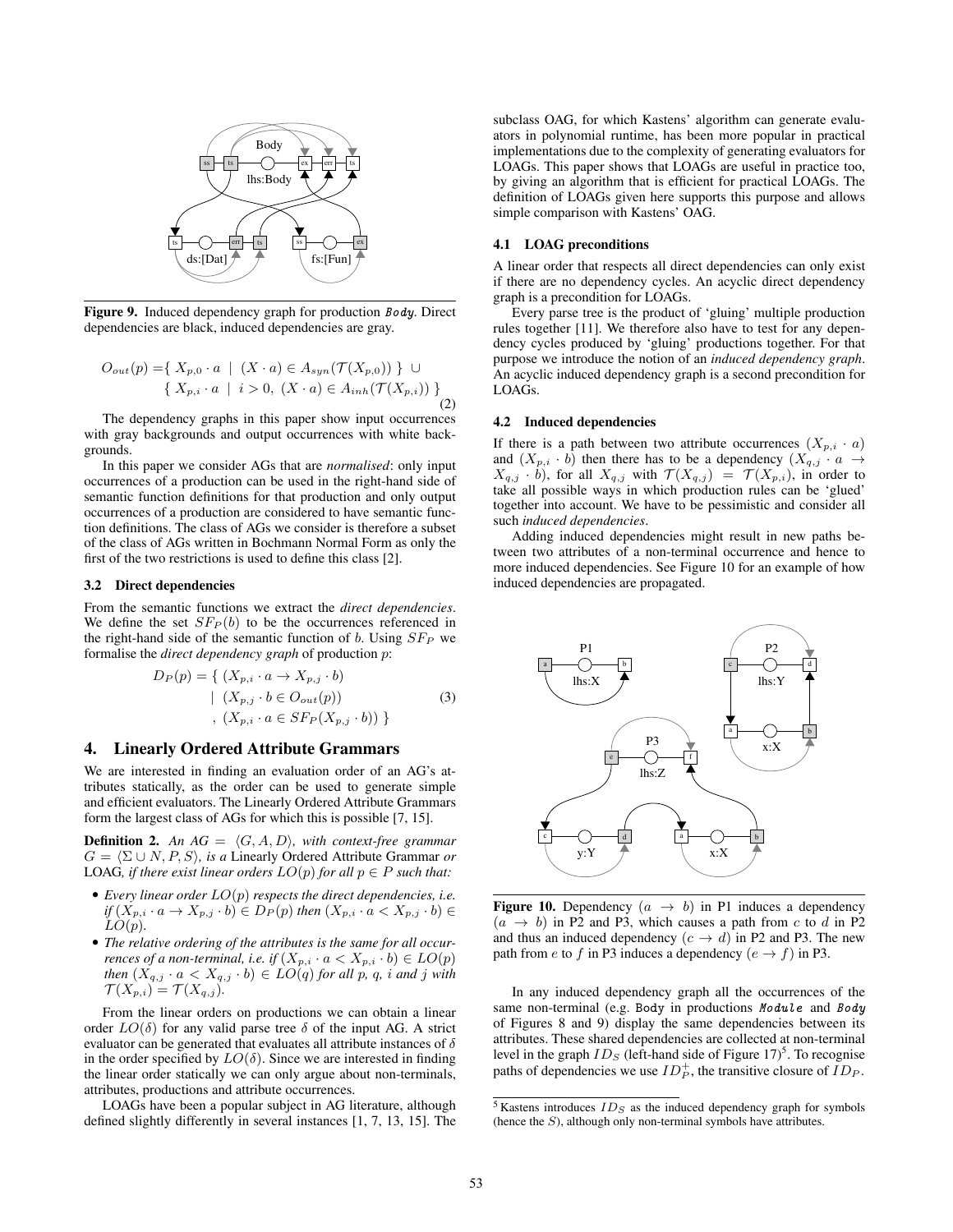Figure 9. Induced dependency graph for production *Body*. Direct dependencies are black, induced dependencies are gray.

$$
\begin{aligned}
O_{out}(p) = \{\ & X_{p,0} \cdot a \ \mid\ (X \cdot a) \in A_{syn}(\mathcal{T}(X_{p,0}))\ \} \ \cup \\
\{\ & X_{p,i} \cdot a \ \mid\ i > 0,\ (X \cdot a) \in A_{inh}(\mathcal{T}(X_{p,i}))\ \}
\end{aligned} \tag{2}
$$

The dependency graphs in this paper show input occurrences with gray backgrounds and output occurrences with white backgrounds.

In this paper we consider AGs that are *normalised*: only input occurrences of a production can be used in the right-hand side of semantic function definitions for that production and only output occurrences of a production are considered to have semantic function definitions. The class of AGs we consider is therefore a subset of the class of AGs written in Bochmann Normal Form as only the first of the two restrictions is used to define this class [2].

### 3.2 Direct dependencies

From the semantic functions we extract the *direct dependencies*. We define the set $SF_P(b)$ to be the occurrences referenced in the right-hand side of the semantic function of $b$. Using $SF_P$ we formalise the *direct dependency graph* of production $p$:

$$
\begin{aligned}
D_P(p) = \{\ & (X_{p,i} \cdot a \rightarrow X_{p,j} \cdot b) \\
\mid\ & (X_{p,j} \cdot b \in O_{out}(p)) \\
,\ & (X_{p,i} \cdot a \in SF_P(X_{p,j} \cdot b))\ \}
\end{aligned} \tag{3}
$$

## 4. Linearly Ordered Attribute Grammars

We are interested in finding an evaluation order of an AG's attributes statically, as the order can be used to generate simple and efficient evaluators. The Linearly Ordered Attribute Grammars form the largest class of AGs for which this is possible [7, 15].

**Definition 2.** *An AG = $\langle G, A, D \rangle$, with context-free grammar $G = \langle \Sigma \cup N, P, S \rangle$, is a* Linearly Ordered Attribute Grammar *or* LOAG*, if there exist linear orders $LO(p)$ for all $p \in P$ such that:*

- *Every linear order $LO(p)$ respects the direct dependencies, i.e. if $(X_{p,i} \cdot a \rightarrow X_{p,j} \cdot b) \in D_P(p)$ then $(X_{p,i} \cdot a < X_{p,j} \cdot b) \in LO(p)$.*
- *The relative ordering of the attributes is the same for all occurrences of a non-terminal, i.e. if $(X_{p,i} \cdot a < X_{p,i} \cdot b) \in LO(p)$ then $(X_{q,j} \cdot a < X_{q,j} \cdot b) \in LO(q)$ for all p, q, i and j with $\mathcal{T}(X_{p,i}) = \mathcal{T}(X_{q,j})$.*

From the linear orders on productions we can obtain a linear order $LO(\delta)$ for any valid parse tree $\delta$ of the input AG. A strict evaluator can be generated that evaluates all attribute instances of $\delta$ in the order specified by $LO(\delta)$. Since we are interested in finding the linear order statically we can only argue about non-terminals, attributes, productions and attribute occurrences.

LOAGs have been a popular subject in AG literature, although defined slightly differently in several instances [1, 7, 13, 15]. The subclass OAG, for which Kastens' algorithm can generate evaluators in polynomial runtime, has been more popular in practical implementations due to the complexity of generating evaluators for LOAGs. This paper shows that LOAGs are useful in practice too, by giving an algorithm that is efficient for practical LOAGs. The definition of LOAGs given here supports this purpose and allows simple comparison with Kastens' OAG.

### 4.1 LOAG preconditions

A linear order that respects all direct dependencies can only exist if there are no dependency cycles. An acyclic direct dependency graph is a precondition for LOAGs.

Every parse tree is the product of 'gluing' multiple production rules together [11]. We therefore also have to test for any dependency cycles produced by 'gluing' productions together. For that purpose we introduce the notion of an *induced dependency graph*. An acyclic induced dependency graph is a second precondition for LOAGs.

### 4.2 Induced dependencies

If there is a path between two attribute occurrences $(X_{p,i} \cdot a)$ and $(X_{p,i} \cdot b)$ then there has to be a dependency $(X_{q,j} \cdot a \rightarrow X_{q,j} \cdot b)$, for all $X_{q,j}$ with $\mathcal{T}(X_{q,j}) = \mathcal{T}(X_{p,i})$, in order to take all possible ways in which production rules can be 'glued' together into account. We have to be pessimistic and consider all such *induced dependencies*.

Adding induced dependencies might result in new paths between two attributes of a non-terminal occurrence and hence to more induced dependencies. See Figure 10 for an example of how induced dependencies are propagated.

Figure 10. Dependency $(a \rightarrow b)$ in P1 induces a dependency $(a \rightarrow b)$ in P2 and P3, which causes a path from $c$ to $d$ in P2 and thus an induced dependency $(c \rightarrow d)$ in P2 and P3. The new path from $e$ to $f$ in P3 induces a dependency $(e \rightarrow f)$ in P3.

In any induced dependency graph all the occurrences of the same non-terminal (e.g. Body in productions *Module* and *Body* of Figures 8 and 9) display the same dependencies between its attributes. These shared dependencies are collected at non-terminal level in the graph $ID_S$ (left-hand side of Figure 17)[5]. To recognise paths of dependencies we use $ID_P^+$, the transitive closure of $ID_P$.

[5] Kastens introduces $ID_S$ as the induced dependency graph for symbols (hence the $S$), although only non-terminal symbols have attributes.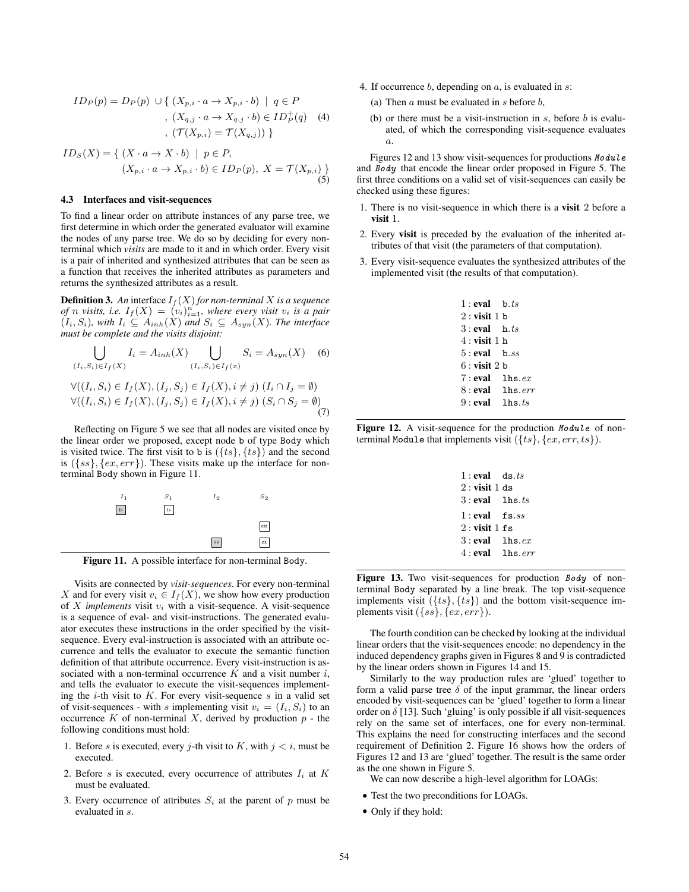$$ID_P(p) = D_P(p) \;\cup \{\; (X_{p,i} \cdot a \to X_{p,i} \cdot b) \;\mid\; q \in P \\ ,\; (X_{q,j} \cdot a \to X_{q,j} \cdot b) \in ID_P^+(q) \\ ,\; (\mathcal{T}(X_{p,i}) = \mathcal{T}(X_{q,j})) \;\} \tag{4}$$

$$ID_S(X) = \{\; (X \cdot a \to X \cdot b) \;\mid\; p \in P, \\ (X_{p,i} \cdot a \to X_{p,i} \cdot b) \in ID_P(p),\; X = \mathcal{T}(X_{p,i}) \;\} \tag{5}$$

### 4.3 Interfaces and visit-sequences

To find a linear order on attribute instances of any parse tree, we first determine in which order the generated evaluator will examine the nodes of any parse tree. We do so by deciding for every non-terminal which *visits* are made to it and in which order. Every visit is a pair of inherited and synthesized attributes that can be seen as a function that receives the inherited attributes as parameters and returns the synthesized attributes as a result.

**Definition 3.** *An* interface $I_f(X)$ *for non-terminal* $X$ *is a sequence of* $n$ *visits, i.e.* $I_f(X) = (v_i)_{i=1}^n$*, where every visit* $v_i$ *is a pair* $(I_i, S_i)$*, with* $I_i \subseteq A_{inh}(X)$ *and* $S_i \subseteq A_{syn}(X)$*. The interface must be complete and the visits disjoint:*

$$\bigcup_{(I_i,S_i)\in I_f(X)} I_i = A_{inh}(X) \quad \bigcup_{(I_i,S_i)\in I_f(x)} S_i = A_{syn}(X) \tag{6}$$

$$\forall ((I_i,S_i) \in I_f(X), (I_j,S_j) \in I_f(X), i \neq j)\; (I_i \cap I_j = \emptyset) \\ \forall ((I_i,S_i) \in I_f(X), (I_j,S_j) \in I_f(X), i \neq j)\; (S_i \cap S_j = \emptyset) \tag{7}$$

Reflecting on Figure 5 we see that all nodes are visited once by the linear order we proposed, except node b of type Body which is visited twice. The first visit to b is $(\{ts\}, \{ts\})$ and the second is $(\{ss\}, \{ex, err\})$. These visits make up the interface for non-terminal Body shown in Figure 11.

| $I_1$ | $S_1$ | $I_2$ | $S_2$ |
|---|---|---|---|
| ts | ts | | |
| | | | err |
| | | ss | ex |

**Figure 11.** A possible interface for non-terminal Body.

Visits are connected by *visit-sequences*. For every non-terminal $X$ and for every visit $v_i \in I_f(X)$, we show how every production of $X$ *implements* visit $v_i$ with a visit-sequence. A visit-sequence is a sequence of eval- and visit-instructions. The generated evaluator executes these instructions in the order specified by the visit-sequence. Every eval-instruction is associated with an attribute occurrence and tells the evaluator to execute the semantic function definition of that attribute occurrence. Every visit-instruction is associated with a non-terminal occurrence $K$ and a visit number $i$, and tells the evaluator to execute the visit-sequences implementing the $i$-th visit to $K$. For every visit-sequence $s$ in a valid set of visit-sequences - with $s$ implementing visit $v_i = (I_i, S_i)$ to an occurrence $K$ of non-terminal $X$, derived by production $p$ - the following conditions must hold:

1. Before $s$ is executed, every $j$-th visit to $K$, with $j < i$, must be executed.
2. Before $s$ is executed, every occurrence of attributes $I_i$ at $K$ must be evaluated.
3. Every occurrence of attributes $S_i$ at the parent of $p$ must be evaluated in $s$.
4. If occurrence $b$, depending on $a$, is evaluated in $s$:
   (a) Then $a$ must be evaluated in $s$ before $b$,
   (b) or there must be a visit-instruction in $s$, before $b$ is evaluated, of which the corresponding visit-sequence evaluates $a$.

Figures 12 and 13 show visit-sequences for productions *Module* and *Body* that encode the linear order proposed in Figure 5. The first three conditions on a valid set of visit-sequences can easily be checked using these figures:

1. There is no visit-sequence in which there is a **visit** 2 before a **visit** 1.
2. Every **visit** is preceded by the evaluation of the inherited attributes of that visit (the parameters of that computation).
3. Every visit-sequence evaluates the synthesized attributes of the implemented visit (the results of that computation).

```
1 : eval   b.ts
2 : visit 1 b
3 : eval   h.ts
4 : visit 1 h
5 : eval   b.ss
6 : visit 2 b
7 : eval   lhs.ex
8 : eval   lhs.err
9 : eval   lhs.ts
```

**Figure 12.** A visit-sequence for the production *Module* of non-terminal Module that implements visit $(\{ts\}, \{ex, err, ts\})$.

```
1 : eval   ds.ts
2 : visit 1 ds
3 : eval   lhs.ts

1 : eval   fs.ss
2 : visit 1 fs
3 : eval   lhs.ex
4 : eval   lhs.err
```

**Figure 13.** Two visit-sequences for production *Body* of non-terminal Body separated by a line break. The top visit-sequence implements visit $(\{ts\}, \{ts\})$ and the bottom visit-sequence implements visit $(\{ss\}, \{ex, err\})$.

The fourth condition can be checked by looking at the individual linear orders that the visit-sequences encode: no dependency in the induced dependency graphs given in Figures 8 and 9 is contradicted by the linear orders shown in Figures 14 and 15.

Similarly to the way production rules are 'glued' together to form a valid parse tree $\delta$ of the input grammar, the linear orders encoded by visit-sequences can be 'glued' together to form a linear order on $\delta$ [13]. Such 'gluing' is only possible if all visit-sequences rely on the same set of interfaces, one for every non-terminal. This explains the need for constructing interfaces and the second requirement of Definition 2. Figure 16 shows how the orders of Figures 12 and 13 are 'glued' together. The result is the same order as the one shown in Figure 5.

We can now describe a high-level algorithm for LOAGs:

- Test the two preconditions for LOAGs.
- Only if they hold: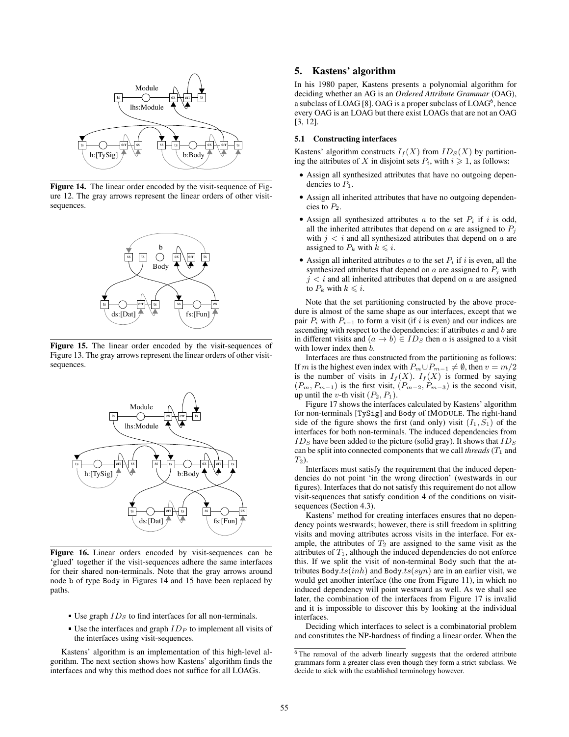Figure 14. The linear order encoded by the visit-sequence of Figure 12. The gray arrows represent the linear orders of other visit-sequences.

Figure 15. The linear order encoded by the visit-sequences of Figure 13. The gray arrows represent the linear orders of other visit-sequences.

Figure 16. Linear orders encoded by visit-sequences can be 'glued' together if the visit-sequences adhere the same interfaces for their shared non-terminals. Note that the gray arrows around node b of type Body in Figures 14 and 15 have been replaced by paths.

- Use graph $ID_S$ to find interfaces for all non-terminals.
- Use the interfaces and graph $ID_P$ to implement all visits of the interfaces using visit-sequences.

Kastens' algorithm is an implementation of this high-level algorithm. The next section shows how Kastens' algorithm finds the interfaces and why this method does not suffice for all LOAGs.

## 5. Kastens' algorithm

In his 1980 paper, Kastens presents a polynomial algorithm for deciding whether an AG is an *Ordered Attribute Grammar* (OAG), a subclass of LOAG [8]. OAG is a proper subclass of LOAG[6], hence every OAG is an LOAG but there exist LOAGs that are not an OAG [3, 12].

### 5.1 Constructing interfaces

Kastens' algorithm constructs $I_f(X)$ from $ID_S(X)$ by partitioning the attributes of $X$ in disjoint sets $P_i$, with $i \geqslant 1$, as follows:

- Assign all synthesized attributes that have no outgoing dependencies to $P_1$.
- Assign all inherited attributes that have no outgoing dependencies to $P_2$.
- Assign all synthesized attributes $a$ to the set $P_i$ if $i$ is odd, all the inherited attributes that depend on $a$ are assigned to $P_j$ with $j < i$ and all synthesized attributes that depend on $a$ are assigned to $P_k$ with $k \leqslant i$.
- Assign all inherited attributes $a$ to the set $P_i$ if $i$ is even, all the synthesized attributes that depend on $a$ are assigned to $P_j$ with $j < i$ and all inherited attributes that depend on $a$ are assigned to $P_k$ with $k \leqslant i$.

Note that the set partitioning constructed by the above procedure is almost of the same shape as our interfaces, except that we pair $P_i$ with $P_{i-1}$ to form a visit (if $i$ is even) and our indices are ascending with respect to the dependencies: if attributes $a$ and $b$ are in different visits and $(a \to b) \in ID_S$ then $a$ is assigned to a visit with lower index then $b$.

Interfaces are thus constructed from the partitioning as follows: If $m$ is the highest even index with $P_m \cup P_{m-1} \neq \emptyset$, then $v = m/2$ is the number of visits in $I_f(X)$. $I_f(X)$ is formed by saying $(P_m, P_{m-1})$ is the first visit, $(P_{m-2}, P_{m-3})$ is the second visit, up until the $v$-th visit $(P_2, P_1)$.

Figure 17 shows the interfaces calculated by Kastens' algorithm for non-terminals [TySig] and Body of IMODULE. The right-hand side of the figure shows the first (and only) visit $(I_1, S_1)$ of the interfaces for both non-terminals. The induced dependencies from $ID_S$ have been added to the picture (solid gray). It shows that $ID_S$ can be split into connected components that we call *threads* ($T_1$ and $T_2$).

Interfaces must satisfy the requirement that the induced dependencies do not point 'in the wrong direction' (westwards in our figures). Interfaces that do not satisfy this requirement do not allow visit-sequences that satisfy condition 4 of the conditions on visit-sequences (Section 4.3).

Kastens' method for creating interfaces ensures that no dependency points westwards; however, there is still freedom in splitting visits and moving attributes across visits in the interface. For example, the attributes of $T_2$ are assigned to the same visit as the attributes of $T_1$, although the induced dependencies do not enforce this. If we split the visit of non-terminal Body such that the attributes Body.$ts(inh)$ and Body.$ts(syn)$ are in an earlier visit, we would get another interface (the one from Figure 11), in which no induced dependency will point westward as well. As we shall see later, the combination of the interfaces from Figure 17 is invalid and it is impossible to discover this by looking at the individual interfaces.

Deciding which interfaces to select is a combinatorial problem and constitutes the NP-hardness of finding a linear order. When the

[6] The removal of the adverb linearly suggests that the ordered attribute grammars form a greater class even though they form a strict subclass. We decide to stick with the established terminology however.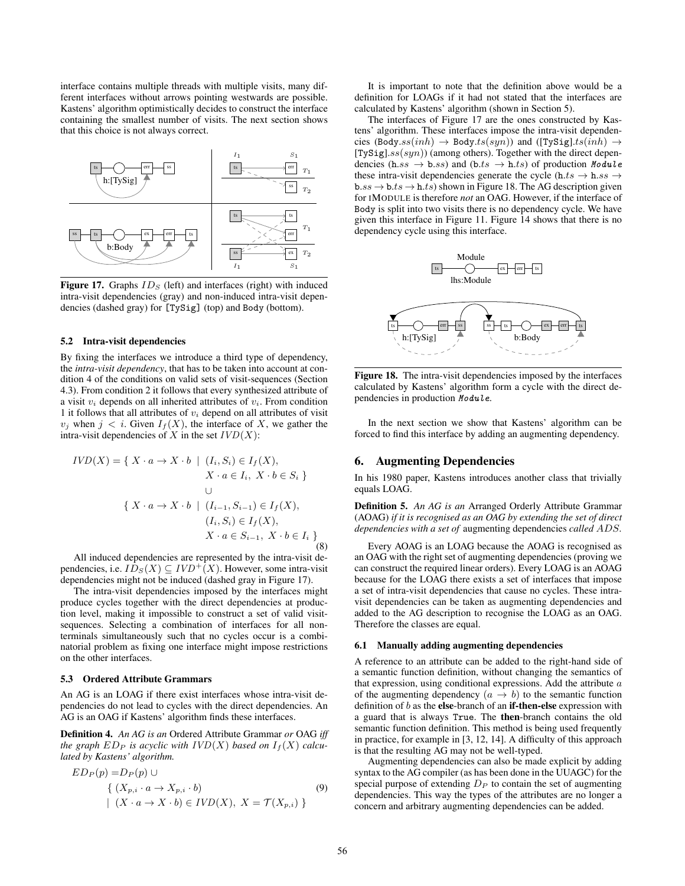interface contains multiple threads with multiple visits, many different interfaces without arrows pointing westwards are possible. Kastens' algorithm optimistically decides to construct the interface containing the smallest number of visits. The next section shows that this choice is not always correct.

**Figure 17.** Graphs $ID_S$ (left) and interfaces (right) with induced intra-visit dependencies (gray) and non-induced intra-visit dependencies (dashed gray) for `[TySig]` (top) and `Body` (bottom).

### 5.2 Intra-visit dependencies

By fixing the interfaces we introduce a third type of dependency, the *intra-visit dependency*, that has to be taken into account at condition 4 of the conditions on valid sets of visit-sequences (Section 4.3). From condition 2 it follows that every synthesized attribute of a visit $v_i$ depends on all inherited attributes of $v_i$. From condition 1 it follows that all attributes of $v_i$ depend on all attributes of visit $v_j$ when $j < i$. Given $I_f(X)$, the interface of $X$, we gather the intra-visit dependencies of $X$ in the set $IVD(X)$:

$$
\begin{aligned}
IVD(X) = \{\ & X \cdot a \to X \cdot b \ \mid\ (I_i, S_i) \in I_f(X), \\
& X \cdot a \in I_i,\ X \cdot b \in S_i \ \} \\
& \cup \\
\{\ & X \cdot a \to X \cdot b \ \mid\ (I_{i-1}, S_{i-1}) \in I_f(X), \\
& (I_i, S_i) \in I_f(X), \\
& X \cdot a \in S_{i-1},\ X \cdot b \in I_i \ \}
\end{aligned}
\tag{8}
$$

All induced dependencies are represented by the intra-visit dependencies, i.e. $ID_S(X) \subseteq IVD^+(X)$. However, some intra-visit dependencies might not be induced (dashed gray in Figure 17).

The intra-visit dependencies imposed by the interfaces might produce cycles together with the direct dependencies at production level, making it impossible to construct a set of valid visit-sequences. Selecting a combination of interfaces for all nonterminals simultaneously such that no cycles occur is a combinatorial problem as fixing one interface might impose restrictions on the other interfaces.

### 5.3 Ordered Attribute Grammars

An AG is an LOAG if there exist interfaces whose intra-visit dependencies do not lead to cycles with the direct dependencies. An AG is an OAG if Kastens' algorithm finds these interfaces.

**Definition 4.** *An AG is an* Ordered Attribute Grammar *or* OAG *iff the graph $ED_P$ is acyclic with $IVD(X)$ based on $I_f(X)$ calculated by Kastens' algorithm.*

$$
\begin{aligned}
ED_P(p) = & D_P(p) \cup \\
& \{\ (X_{p,i} \cdot a \to X_{p,i} \cdot b) \\
& \mid\ (X \cdot a \to X \cdot b) \in IVD(X),\ X = \mathcal{T}(X_{p,i})\ \}
\end{aligned}
\tag{9}
$$

It is important to note that the definition above would be a definition for LOAGs if it had not stated that the interfaces are calculated by Kastens' algorithm (shown in Section 5).

The interfaces of Figure 17 are the ones constructed by Kastens' algorithm. These interfaces impose the intra-visit dependencies (Body.$ss(inh) \to$ Body.$ts(syn)$) and ([TySig].$ts(inh) \to$ [TySig].$ss(syn)$) (among others). Together with the direct dependencies (h.$ss \to$ b.$ss$) and (b.$ts \to$ h.$ts$) of production ***Module*** these intra-visit dependencies generate the cycle (h.$ts \to$ h.$ss \to$ b.$ss \to$ b.$ts \to$ h.$ts$) shown in Figure 18. The AG description given for IMODULE is therefore *not* an OAG. However, if the interface of Body is split into two visits there is no dependency cycle. We have given this interface in Figure 11. Figure 14 shows that there is no dependency cycle using this interface.

**Figure 18.** The intra-visit dependencies imposed by the interfaces calculated by Kastens' algorithm form a cycle with the direct dependencies in production ***Module***.

In the next section we show that Kastens' algorithm can be forced to find this interface by adding an augmenting dependency.

## 6. Augmenting Dependencies

In his 1980 paper, Kastens introduces another class that trivially equals LOAG.

**Definition 5.** *An AG is an* Arranged Orderly Attribute Grammar (AOAG) *if it is recognised as an OAG by extending the set of direct dependencies with a set of* augmenting dependencies *called $ADS$.*

Every AOAG is an LOAG because the AOAG is recognised as an OAG with the right set of augmenting dependencies (proving we can construct the required linear orders). Every LOAG is an AOAG because for the LOAG there exists a set of interfaces that impose a set of intra-visit dependencies that cause no cycles. These intra-visit dependencies can be taken as augmenting dependencies and added to the AG description to recognise the LOAG as an OAG. Therefore the classes are equal.

### 6.1 Manually adding augmenting dependencies

A reference to an attribute can be added to the right-hand side of a semantic function definition, without changing the semantics of that expression, using conditional expressions. Add the attribute $a$ of the augmenting dependency $(a \to b)$ to the semantic function definition of $b$ as the **else**-branch of an **if-then-else** expression with a guard that is always `True`. The **then**-branch contains the old semantic function definition. This method is being used frequently in practice, for example in [3, 12, 14]. A difficulty of this approach is that the resulting AG may not be well-typed.

Augmenting dependencies can also be made explicit by adding syntax to the AG compiler (as has been done in the UUAGC) for the special purpose of extending $D_P$ to contain the set of augmenting dependencies. This way the types of the attributes are no longer a concern and arbitrary augmenting dependencies can be added.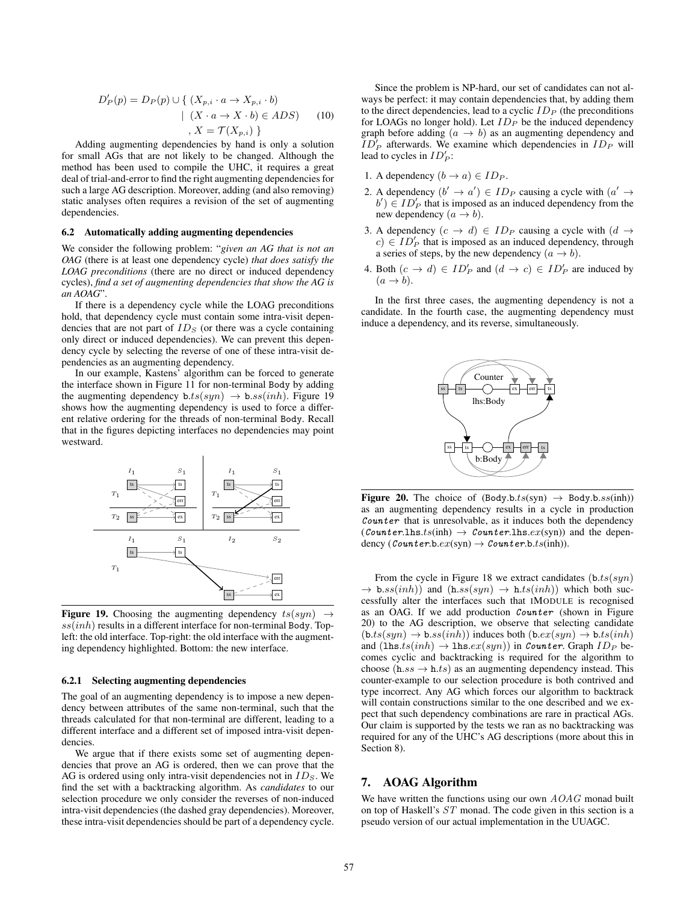$$D'_P(p) = D_P(p) \cup \{\ (X_{p,i} \cdot a \to X_{p,i} \cdot b) \\ \mid\ (X \cdot a \to X \cdot b) \in ADS) \\ ,\ X = \mathcal{T}(X_{p,i})\ \} \quad (10)$$

Adding augmenting dependencies by hand is only a solution for small AGs that are not likely to be changed. Although the method has been used to compile the UHC, it requires a great deal of trial-and-error to find the right augmenting dependencies for such a large AG description. Moreover, adding (and also removing) static analyses often requires a revision of the set of augmenting dependencies.

### 6.2 Automatically adding augmenting dependencies

We consider the following problem: "*given an AG that is not an OAG* (there is at least one dependency cycle) *that does satisfy the LOAG preconditions* (there are no direct or induced dependency cycles), *find a set of augmenting dependencies that show the AG is an AOAG*".

If there is a dependency cycle while the LOAG preconditions hold, that dependency cycle must contain some intra-visit dependencies that are not part of $ID_S$ (or there was a cycle containing only direct or induced dependencies). We can prevent this dependency cycle by selecting the reverse of one of these intra-visit dependencies as an augmenting dependency.

In our example, Kastens' algorithm can be forced to generate the interface shown in Figure 11 for non-terminal Body by adding the augmenting dependency $\mathtt{b}.ts(syn) \to \mathtt{b}.ss(inh)$. Figure 19 shows how the augmenting dependency is used to force a different relative ordering for the threads of non-terminal Body. Recall that in the figures depicting interfaces no dependencies may point westward.

**Figure 19.** Choosing the augmenting dependency $ts(syn) \to ss(inh)$ results in a different interface for non-terminal Body. Top-left: the old interface. Top-right: the old interface with the augmenting dependency highlighted. Bottom: the new interface.

#### 6.2.1 Selecting augmenting dependencies

The goal of an augmenting dependency is to impose a new dependency between attributes of the same non-terminal, such that the threads calculated for that non-terminal are different, leading to a different interface and a different set of imposed intra-visit dependencies.

We argue that if there exists some set of augmenting dependencies that prove an AG is ordered, then we can prove that the AG is ordered using only intra-visit dependencies not in $ID_S$. We find the set with a backtracking algorithm. As *candidates* to our selection procedure we only consider the reverses of non-induced intra-visit dependencies (the dashed gray dependencies). Moreover, these intra-visit dependencies should be part of a dependency cycle.

Since the problem is NP-hard, our set of candidates can not always be perfect: it may contain dependencies that, by adding them to the direct dependencies, lead to a cyclic $ID_P$ (the preconditions for LOAGs no longer hold). Let $ID_P$ be the induced dependency graph before adding $(a \to b)$ as an augmenting dependency and $ID'_P$ afterwards. We examine which dependencies in $ID_P$ will lead to cycles in $ID'_P$:

1. A dependency $(b \to a) \in ID_P$.
2. A dependency $(b' \to a') \in ID_P$ causing a cycle with $(a' \to b') \in ID'_P$ that is imposed as an induced dependency from the new dependency $(a \to b)$.
3. A dependency $(c \to d) \in ID_P$ causing a cycle with $(d \to c) \in ID'_P$ that is imposed as an induced dependency, through a series of steps, by the new dependency $(a \to b)$.
4. Both $(c \to d) \in ID'_P$ and $(d \to c) \in ID'_P$ are induced by $(a \to b)$.

In the first three cases, the augmenting dependency is not a candidate. In the fourth case, the augmenting dependency must induce a dependency, and its reverse, simultaneously.

**Figure 20.** The choice of (Body.b.$ts$(syn) $\to$ Body.b.$ss$(inh)) as an augmenting dependency results in a cycle in production *Counter* that is unresolvable, as it induces both the dependency (*Counter*.lhs.$ts$(inh) $\to$ *Counter*.lhs.$ex$(syn)) and the dependency (*Counter*.b.$ex$(syn) $\to$ *Counter*.b.$ts$(inh)).

From the cycle in Figure 18 we extract candidates ($\mathtt{b}.ts(syn) \to \mathtt{b}.ss(inh)$) and ($\mathtt{h}.ss(syn) \to \mathtt{h}.ts(inh)$) which both successfully alter the interfaces such that iMODULE is recognised as an OAG. If we add production *Counter* (shown in Figure 20) to the AG description, we observe that selecting candidate ($\mathtt{b}.ts(syn) \to \mathtt{b}.ss(inh)$) induces both ($\mathtt{b}.ex(syn) \to \mathtt{b}.ts(inh)$) and ($\mathtt{lhs}.ts(inh) \to \mathtt{lhs}.ex(syn)$) in *Counter*. Graph $ID_P$ becomes cyclic and backtracking is required for the algorithm to choose ($\mathtt{h}.ss \to \mathtt{h}.ts$) as an augmenting dependency instead. This counter-example to our selection procedure is both contrived and type incorrect. Any AG which forces our algorithm to backtrack will contain constructions similar to the one described and we expect that such dependency combinations are rare in practical AGs. Our claim is supported by the tests we ran as no backtracking was required for any of the UHC's AG descriptions (more about this in Section 8).

## 7. AOAG Algorithm

We have written the functions using our own $AOAG$ monad built on top of Haskell's $ST$ monad. The code given in this section is a pseudo version of our actual implementation in the UUAGC.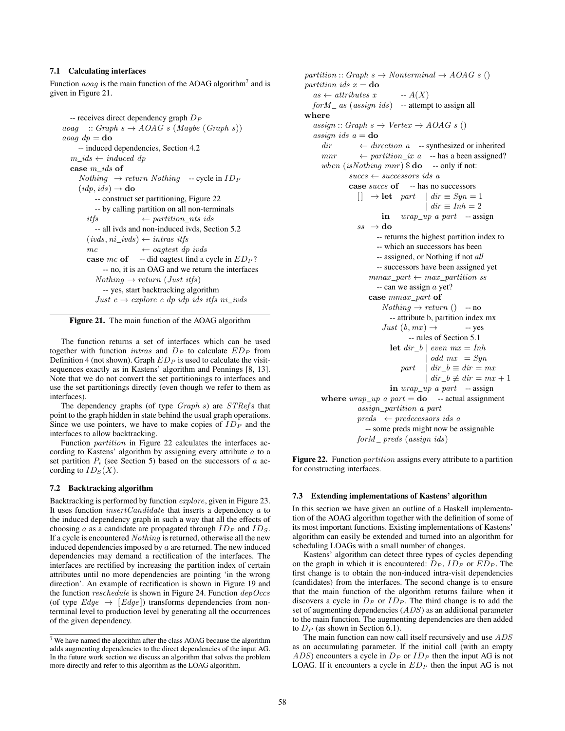### 7.1 Calculating interfaces

Function *aoag* is the main function of the AOAG algorithm[7] and is given in Figure 21.

```
  -- receives direct dependency graph D_P
aoag    :: Graph s → AOAG s (Maybe (Graph s))
aoag dp = do
    -- induced dependencies, Section 4.2
  m_ids ← induced dp
  case m_ids of
    Nothing  → return Nothing    -- cycle in ID_P
    (idp, ids) → do
        -- construct set partitioning, Figure 22
        -- by calling partition on all non-terminals
      itfs              ← partition_nts ids
        -- all ivds and non-induced ivds, Section 5.2
      (ivds, ni_ivds) ← intras itfs
      mc                ← oagtest dp ivds
      case mc of    -- did oagtest find a cycle in ED_P?
          -- no, it is an OAG and we return the interfaces
        Nothing → return (Just itfs)
          -- yes, start backtracking algorithm
        Just c → explore c dp idp ids itfs ni_ivds
```

**Figure 21.** The main function of the AOAG algorithm

The function returns a set of interfaces which can be used together with function *intras* and $D_P$ to calculate $ED_P$ from Definition 4 (not shown). Graph $ED_P$ is used to calculate the visit-sequences exactly as in Kastens' algorithm and Pennings [8, 13]. Note that we do not convert the set partitionings to interfaces and use the set partitionings directly (even though we refer to them as interfaces).

The dependency graphs (of type *Graph s*) are *STRef*s that point to the graph hidden in state behind the usual graph operations. Since we use pointers, we have to make copies of $ID_P$ and the interfaces to allow backtracking.

Function *partition* in Figure 22 calculates the interfaces according to Kastens' algorithm by assigning every attribute $a$ to a set partition $P_i$ (see Section 5) based on the successors of $a$ according to $ID_S(X)$.

### 7.2 Backtracking algorithm

Backtracking is performed by function *explore*, given in Figure 23. It uses function *insertCandidate* that inserts a dependency $a$ to the induced dependency graph in such a way that all the effects of choosing $a$ as a candidate are propagated through $ID_P$ and $ID_S$. If a cycle is encountered *Nothing* is returned, otherwise all the new induced dependencies imposed by $a$ are returned. The new induced dependencies may demand a rectification of the interfaces. The interfaces are rectified by increasing the partition index of certain attributes until no more dependencies are pointing 'in the wrong direction'. An example of rectification is shown in Figure 19 and the function *reschedule* is shown in Figure 24. Function *depOccs* (of type $Edge \rightarrow [Edge]$) transforms dependencies from non-terminal level to production level by generating all the occurrences of the given dependency.

[7] We have named the algorithm after the class AOAG because the algorithm adds augmenting dependencies to the direct dependencies of the input AG. In the future work section we discuss an algorithm that solves the problem more directly and refer to this algorithm as the LOAG algorithm.

```
partition :: Graph s → Nonterminal → AOAG s ()
partition ids x = do
  as ← attributes x          -- A(X)
  forM_ as (assign ids)    -- attempt to assign all
 where
  assign :: Graph s → Vertex → AOAG s ()
  assign ids a = do
    dir          ← direction a    -- synthesized or inherited
    mnr          ← partition_ix a    -- has a been assigned?
    when (isNothing mnr) $ do    -- only if not:
        succs ← successors ids a
        case succs of    -- has no successors
          []  → let  part   | dir ≡ Syn = 1
                            | dir ≡ Inh = 2
                in   wrap_up a part    -- assign
          ss  → do
                -- returns the highest partition index to
                -- which an successors has been
                -- assigned, or Nothing if not all
                -- successors have been assigned yet
              mmax_part ← max_partition ss
                -- can we assign a yet?
              case mmax_part of
                Nothing → return ()    -- no
                  -- attribute b, partition index mx
                Just (b, mx) →            -- yes
                      -- rules of Section 5.1
                  let dir_b | even mx = Inh
                            | odd mx  = Syn
                      part  | dir_b ≡ dir = mx
                            | dir_b ≢ dir = mx + 1
                  in wrap_up a part    -- assign
    where wrap_up a part = do    -- actual assignment
            assign_partition a part
            preds  ← predecessors ids a
              -- some preds might now be assignable
            forM_ preds (assign ids)
```

**Figure 22.** Function *partition* assigns every attribute to a partition for constructing interfaces.

### 7.3 Extending implementations of Kastens' algorithm

In this section we have given an outline of a Haskell implementation of the AOAG algorithm together with the definition of some of its most important functions. Existing implementations of Kastens' algorithm can easily be extended and turned into an algorithm for scheduling LOAGs with a small number of changes.

Kastens' algorithm can detect three types of cycles depending on the graph in which it is encountered: $D_P$, $ID_P$ or $ED_P$. The first change is to obtain the non-induced intra-visit dependencies (candidates) from the interfaces. The second change is to ensure that the main function of the algorithm returns failure when it discovers a cycle in $D_P$ or $ID_P$. The third change is to add the set of augmenting dependencies ($ADS$) as an additional parameter to the main function. The augmenting dependencies are then added to $D_P$ (as shown in Section 6.1).

The main function can now call itself recursively and use $ADS$ as an accumulating parameter. If the initial call (with an empty $ADS$) encounters a cycle in $D_P$ or $ID_P$ then the input AG is not LOAG. If it encounters a cycle in $ED_P$ then the input AG is not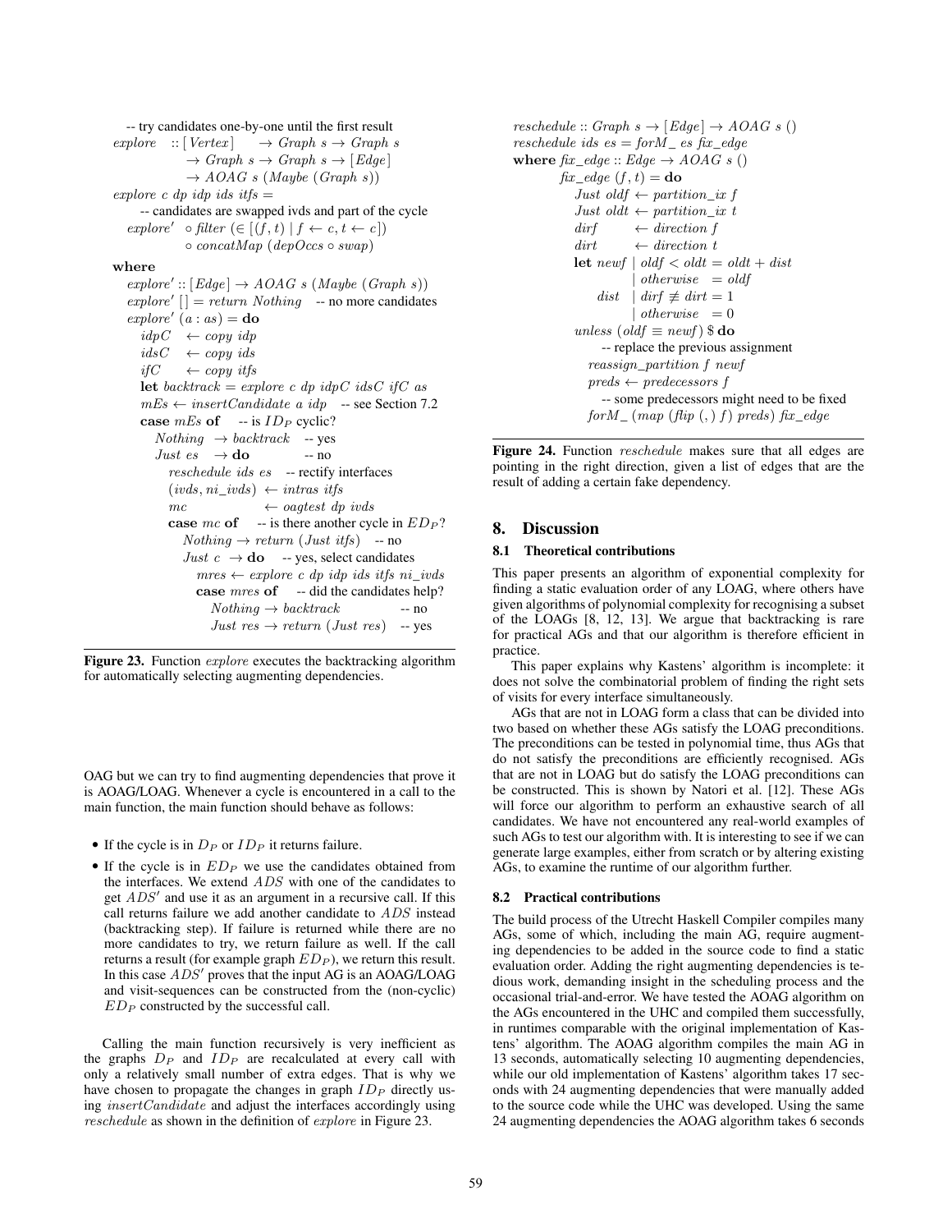```
-- try candidates one-by-one until the first result
explore  :: [Vertex]   → Graph s → Graph s
             → Graph s → Graph s → [Edge]
             → AOAG s (Maybe (Graph s))
explore c dp idp ids itfs =
    -- candidates are swapped ivds and part of the cycle
  explore' ∘ filter (∈ [(f, t) | f ← c, t ← c])
           ∘ concatMap (depOccs ∘ swap)
 where
  explore' :: [Edge] → AOAG s (Maybe (Graph s))
  explore' [] = return Nothing   -- no more candidates
  explore' (a : as) = do
    idpC  ← copy idp
    idsC  ← copy ids
    ifC   ← copy itfs
    let backtrack = explore c dp idpC idsC ifC as
    mEs ← insertCandidate a idp   -- see Section 7.2
    case mEs of   -- is ID_P cyclic?
      Nothing → backtrack   -- yes
      Just es → do          -- no
        reschedule ids es   -- rectify interfaces
        (ivds, ni_ivds) ← intras itfs
        mc              ← oagtest dp ivds
        case mc of   -- is there another cycle in ED_P?
          Nothing → return (Just itfs)   -- no
          Just c  → do   -- yes, select candidates
            mres ← explore c dp idp ids itfs ni_ivds
            case mres of   -- did the candidates help?
              Nothing → backtrack          -- no
              Just res → return (Just res) -- yes
```

**Figure 23.** Function *explore* executes the backtracking algorithm for automatically selecting augmenting dependencies.

OAG but we can try to find augmenting dependencies that prove it is AOAG/LOAG. Whenever a cycle is encountered in a call to the main function, the main function should behave as follows:

- If the cycle is in $D_P$ or $ID_P$ it returns failure.
- If the cycle is in $ED_P$ we use the candidates obtained from the interfaces. We extend $ADS$ with one of the candidates to get $ADS'$ and use it as an argument in a recursive call. If this call returns failure we add another candidate to $ADS$ instead (backtracking step). If failure is returned while there are no more candidates to try, we return failure as well. If the call returns a result (for example graph $ED_P$), we return this result. In this case $ADS'$ proves that the input AG is an AOAG/LOAG and visit-sequences can be constructed from the (non-cyclic) $ED_P$ constructed by the successful call.

Calling the main function recursively is very inefficient as the graphs $D_P$ and $ID_P$ are recalculated at every call with only a relatively small number of extra edges. That is why we have chosen to propagate the changes in graph $ID_P$ directly using *insertCandidate* and adjust the interfaces accordingly using *reschedule* as shown in the definition of *explore* in Figure 23.

```
reschedule :: Graph s → [Edge] → AOAG s ()
reschedule ids es = forM_ es fix_edge
 where fix_edge :: Edge → AOAG s ()
       fix_edge (f, t) = do
         Just oldf ← partition_ix f
         Just oldt ← partition_ix t
         dirf      ← direction f
         dirt      ← direction t
         let newf | oldf < oldt = oldt + dist
                  | otherwise   = oldf
             dist | dirf ≢ dirt = 1
                  | otherwise   = 0
         unless (oldf ≡ newf) $ do
             -- replace the previous assignment
           reassign_partition f newf
           preds ← predecessors f
             -- some predecessors might need to be fixed
           forM_ (map (flip (,) f) preds) fix_edge
```

**Figure 24.** Function *reschedule* makes sure that all edges are pointing in the right direction, given a list of edges that are the result of adding a certain fake dependency.

## 8. Discussion

### 8.1 Theoretical contributions

This paper presents an algorithm of exponential complexity for finding a static evaluation order of any LOAG, where others have given algorithms of polynomial complexity for recognising a subset of the LOAGs [8, 12, 13]. We argue that backtracking is rare for practical AGs and that our algorithm is therefore efficient in practice.

This paper explains why Kastens' algorithm is incomplete: it does not solve the combinatorial problem of finding the right sets of visits for every interface simultaneously.

AGs that are not in LOAG form a class that can be divided into two based on whether these AGs satisfy the LOAG preconditions. The preconditions can be tested in polynomial time, thus AGs that do not satisfy the preconditions are efficiently recognised. AGs that are not in LOAG but do satisfy the LOAG preconditions can be constructed. This is shown by Natori et al. [12]. These AGs will force our algorithm to perform an exhaustive search of all candidates. We have not encountered any real-world examples of such AGs to test our algorithm with. It is interesting to see if we can generate large examples, either from scratch or by altering existing AGs, to examine the runtime of our algorithm further.

### 8.2 Practical contributions

The build process of the Utrecht Haskell Compiler compiles many AGs, some of which, including the main AG, require augmenting dependencies to be added in the source code to find a static evaluation order. Adding the right augmenting dependencies is tedious work, demanding insight in the scheduling process and the occasional trial-and-error. We have tested the AOAG algorithm on the AGs encountered in the UHC and compiled them successfully, in runtimes comparable with the original implementation of Kastens' algorithm. The AOAG algorithm compiles the main AG in 13 seconds, automatically selecting 10 augmenting dependencies, while our old implementation of Kastens' algorithm takes 17 seconds with 24 augmenting dependencies that were manually added to the source code while the UHC was developed. Using the same 24 augmenting dependencies the AOAG algorithm takes 6 seconds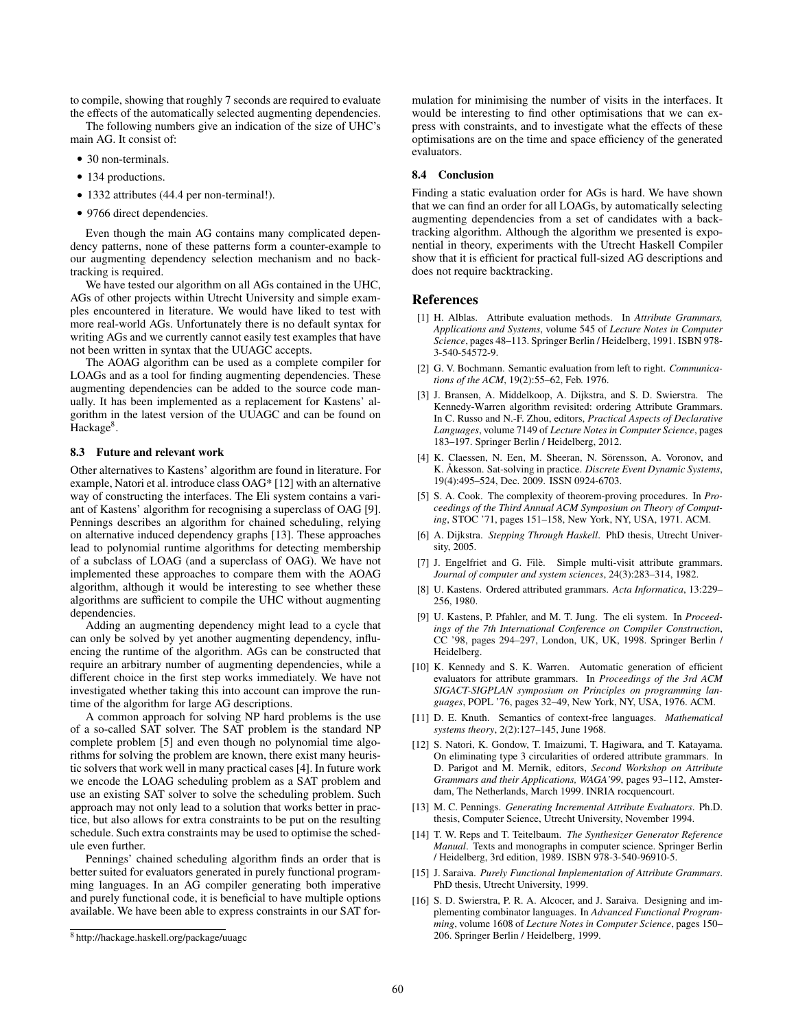to compile, showing that roughly 7 seconds are required to evaluate the effects of the automatically selected augmenting dependencies.

The following numbers give an indication of the size of UHC's main AG. It consist of:

- 30 non-terminals.
- 134 productions.
- 1332 attributes (44.4 per non-terminal!).
- 9766 direct dependencies.

Even though the main AG contains many complicated dependency patterns, none of these patterns form a counter-example to our augmenting dependency selection mechanism and no backtracking is required.

We have tested our algorithm on all AGs contained in the UHC, AGs of other projects within Utrecht University and simple examples encountered in literature. We would have liked to test with more real-world AGs. Unfortunately there is no default syntax for writing AGs and we currently cannot easily test examples that have not been written in syntax that the UUAGC accepts.

The AOAG algorithm can be used as a complete compiler for LOAGs and as a tool for finding augmenting dependencies. These augmenting dependencies can be added to the source code manually. It has been implemented as a replacement for Kastens' algorithm in the latest version of the UUAGC and can be found on Hackage[8].

### 8.3 Future and relevant work

Other alternatives to Kastens' algorithm are found in literature. For example, Natori et al. introduce class OAG* [12] with an alternative way of constructing the interfaces. The Eli system contains a variant of Kastens' algorithm for recognising a superclass of OAG [9]. Pennings describes an algorithm for chained scheduling, relying on alternative induced dependency graphs [13]. These approaches lead to polynomial runtime algorithms for detecting membership of a subclass of LOAG (and a superclass of OAG). We have not implemented these approaches to compare them with the AOAG algorithm, although it would be interesting to see whether these algorithms are sufficient to compile the UHC without augmenting dependencies.

Adding an augmenting dependency might lead to a cycle that can only be solved by yet another augmenting dependency, influencing the runtime of the algorithm. AGs can be constructed that require an arbitrary number of augmenting dependencies, while a different choice in the first step works immediately. We have not investigated whether taking this into account can improve the runtime of the algorithm for large AG descriptions.

A common approach for solving NP hard problems is the use of a so-called SAT solver. The SAT problem is the standard NP complete problem [5] and even though no polynomial time algorithms for solving the problem are known, there exist many heuristic solvers that work well in many practical cases [4]. In future work we encode the LOAG scheduling problem as a SAT problem and use an existing SAT solver to solve the scheduling problem. Such approach may not only lead to a solution that works better in practice, but also allows for extra constraints to be put on the resulting schedule. Such extra constraints may be used to optimise the schedule even further.

Pennings' chained scheduling algorithm finds an order that is better suited for evaluators generated in purely functional programming languages. In an AG compiler generating both imperative and purely functional code, it is beneficial to have multiple options available. We have been able to express constraints in our SAT formulation for minimising the number of visits in the interfaces. It would be interesting to find other optimisations that we can express with constraints, and to investigate what the effects of these optimisations are on the time and space efficiency of the generated evaluators.

[8] http://hackage.haskell.org/package/uuagc

### 8.4 Conclusion

Finding a static evaluation order for AGs is hard. We have shown that we can find an order for all LOAGs, by automatically selecting augmenting dependencies from a set of candidates with a backtracking algorithm. Although the algorithm we presented is exponential in theory, experiments with the Utrecht Haskell Compiler show that it is efficient for practical full-sized AG descriptions and does not require backtracking.

## References

[1] H. Alblas. Attribute evaluation methods. In *Attribute Grammars, Applications and Systems*, volume 545 of *Lecture Notes in Computer Science*, pages 48–113. Springer Berlin / Heidelberg, 1991. ISBN 978-3-540-54572-9.

[2] G. V. Bochmann. Semantic evaluation from left to right. *Communications of the ACM*, 19(2):55–62, Feb. 1976.

[3] J. Bransen, A. Middelkoop, A. Dijkstra, and S. D. Swierstra. The Kennedy-Warren algorithm revisited: ordering Attribute Grammars. In C. Russo and N.-F. Zhou, editors, *Practical Aspects of Declarative Languages*, volume 7149 of *Lecture Notes in Computer Science*, pages 183–197. Springer Berlin / Heidelberg, 2012.

[4] K. Claessen, N. Een, M. Sheeran, N. Sörensson, A. Voronov, and K. Åkesson. Sat-solving in practice. *Discrete Event Dynamic Systems*, 19(4):495–524, Dec. 2009. ISSN 0924-6703.

[5] S. A. Cook. The complexity of theorem-proving procedures. In *Proceedings of the Third Annual ACM Symposium on Theory of Computing*, STOC '71, pages 151–158, New York, NY, USA, 1971. ACM.

[6] A. Dijkstra. *Stepping Through Haskell*. PhD thesis, Utrecht University, 2005.

[7] J. Engelfriet and G. Filè. Simple multi-visit attribute grammars. *Journal of computer and system sciences*, 24(3):283–314, 1982.

[8] U. Kastens. Ordered attributed grammars. *Acta Informatica*, 13:229–256, 1980.

[9] U. Kastens, P. Pfahler, and M. T. Jung. The eli system. In *Proceedings of the 7th International Conference on Compiler Construction*, CC '98, pages 294–297, London, UK, UK, 1998. Springer Berlin / Heidelberg.

[10] K. Kennedy and S. K. Warren. Automatic generation of efficient evaluators for attribute grammars. In *Proceedings of the 3rd ACM SIGACT-SIGPLAN symposium on Principles on programming languages*, POPL '76, pages 32–49, New York, NY, USA, 1976. ACM.

[11] D. E. Knuth. Semantics of context-free languages. *Mathematical systems theory*, 2(2):127–145, June 1968.

[12] S. Natori, K. Gondow, T. Imaizumi, T. Hagiwara, and T. Katayama. On eliminating type 3 circularities of ordered attribute grammars. In D. Parigot and M. Mernik, editors, *Second Workshop on Attribute Grammars and their Applications, WAGA'99*, pages 93–112, Amsterdam, The Netherlands, March 1999. INRIA rocquencourt.

[13] M. C. Pennings. *Generating Incremental Attribute Evaluators*. Ph.D. thesis, Computer Science, Utrecht University, November 1994.

[14] T. W. Reps and T. Teitelbaum. *The Synthesizer Generator Reference Manual*. Texts and monographs in computer science. Springer Berlin / Heidelberg, 3rd edition, 1989. ISBN 978-3-540-96910-5.

[15] J. Saraiva. *Purely Functional Implementation of Attribute Grammars*. PhD thesis, Utrecht University, 1999.

[16] S. D. Swierstra, P. R. A. Alcocer, and J. Saraiva. Designing and implementing combinator languages. In *Advanced Functional Programming*, volume 1608 of *Lecture Notes in Computer Science*, pages 150–206. Springer Berlin / Heidelberg, 1999.